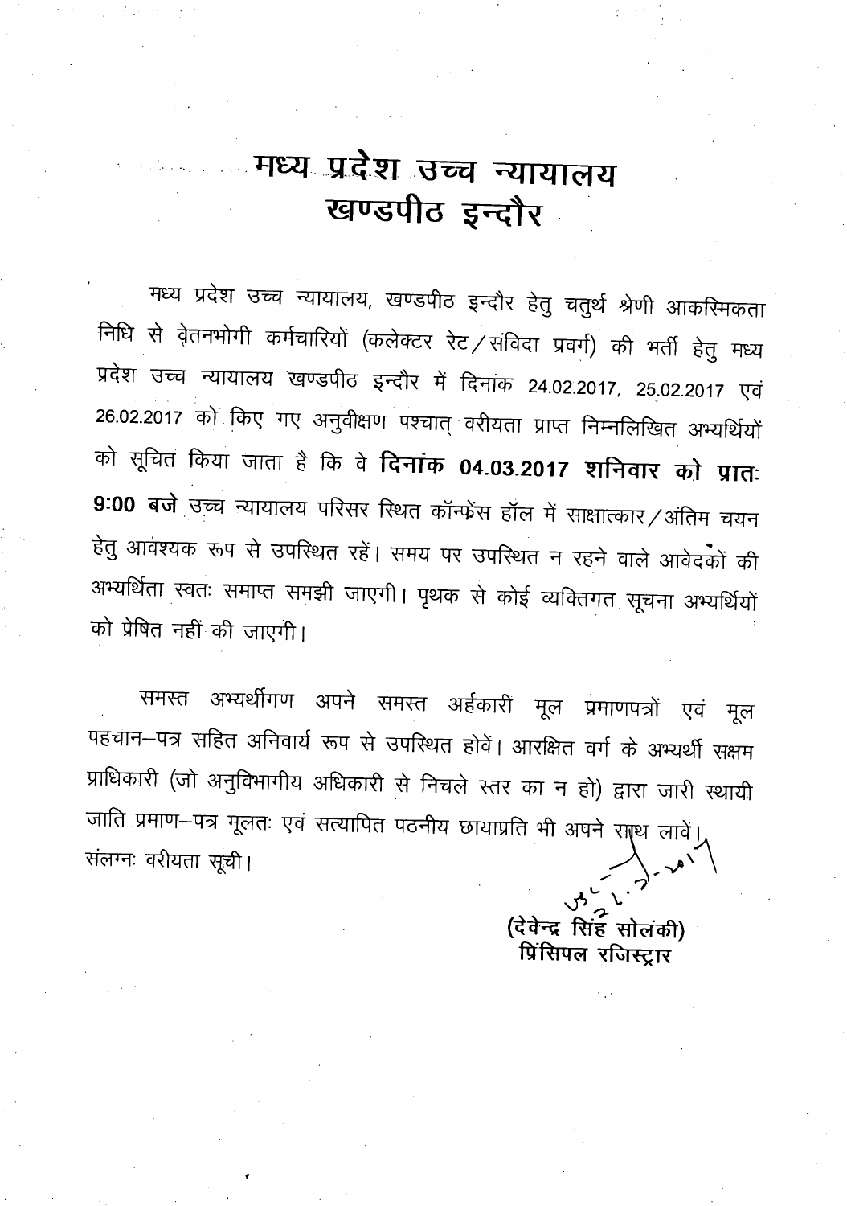# मध्य प्रदेश उच्च न्यायालय
# खण्डपीठ इन्दौर

मध्य प्रदेश उच्च न्यायालय, खण्डपीठ इन्दौर हेतु चतुर्थ श्रेणी आकस्मिकता निधि से वेतनभोगी कर्मचारियों (कलेक्टर रेट/संविदा प्रवर्ग) की भर्ती हेतु मध्य प्रदेश उच्च न्यायालय खण्डपीठ इन्दौर में दिनांक 24.02.2017, 25.02.2017 एवं 26.02.2017 को किए गए अनुवीक्षण पश्चात् वरीयता प्राप्त निम्नलिखित अभ्यर्थियों को सूचित किया जाता है कि वे **दिनांक 04.03.2017 शनिवार को प्रातः 9:00 बजे** उच्च न्यायालय परिसर स्थित कॉन्फ्रेंस हॉल में साक्षात्कार/अंतिम चयन हेतु आवश्यक रूप से उपस्थित रहें। समय पर उपस्थित न रहने वाले आवेदकों की अभ्यर्थिता स्वतः समाप्त समझी जाएगी। पृथक से कोई व्यक्तिगत सूचना अभ्यर्थियों को प्रेषित नहीं की जाएगी।

समस्त अभ्यर्थीगण अपने समस्त अर्हकारी मूल प्रमाणपत्रों एवं मूल पहचान–पत्र सहित अनिवार्य रूप से उपस्थित होवें। आरक्षित वर्ग के अभ्यर्थी सक्षम प्राधिकारी (जो अनुविभागीय अधिकारी से निचले स्तर का न हो) द्वारा जारी स्थायी जाति प्रमाण–पत्र मूलतः एवं सत्यापित पठनीय छायाप्रति भी अपने साथ लावें।

संलग्नः वरीयता सूची।

(देवेन्द्र सिंह सोलंकी)
प्रिंसिपल रजिस्ट्रार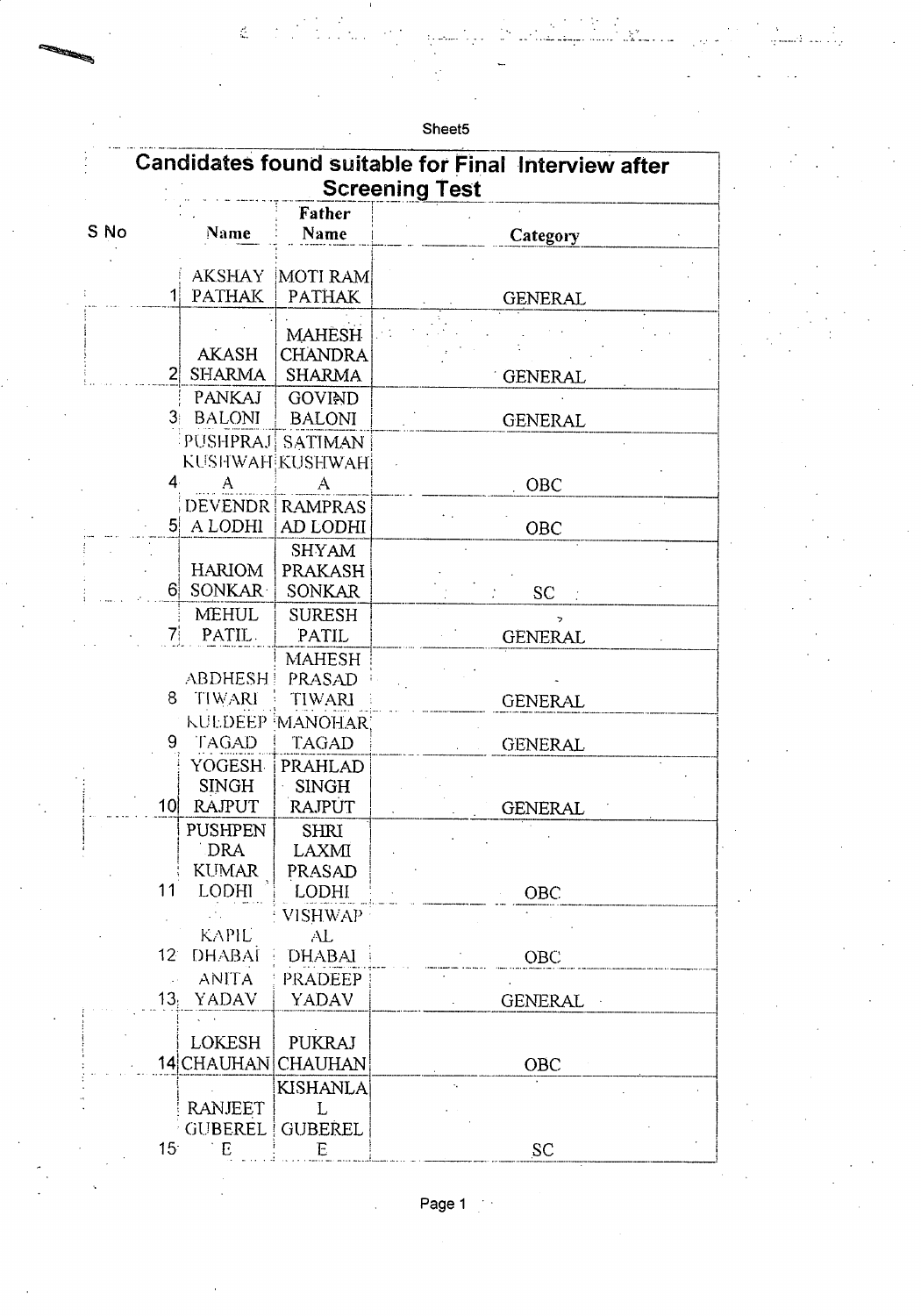Sheet5

## Candidates found suitable for Final Interview after Screening Test

| S No | Name | Father Name | Category |
|---|---|---|---|
| 1 | AKSHAY PATHAK | MOTI RAM PATHAK | GENERAL |
| 2 | AKASH SHARMA | MAHESH CHANDRA SHARMA | GENERAL |
| 3 | PANKAJ BALONI | GOVIND BALONI | GENERAL |
| 4 | PUSHPRAJ KUSHWAHA | SATIMAN KUSHWAHA | OBC |
| 5 | DEVENDRA LODHI | RAMPRASAD LODHI | OBC |
| 6 | HARIOM SONKAR | SHYAM PRAKASH SONKAR | SC |
| 7 | MEHUL PATIL | SURESH PATIL | GENERAL |
| 8 | ABDHESH TIWARI | MAHESH PRASAD TIWARI | GENERAL |
| 9 | KULDEEP TAGAD | MANOHAR TAGAD | GENERAL |
| 10 | YOGESH SINGH RAJPUT | PRAHLAD SINGH RAJPUT | GENERAL |
| 11 | PUSHPENDRA KUMAR LODHI | SHRI LAXMI PRASAD LODHI | OBC |
| 12 | KAPIL DHABAI | VISHWAPAL DHABAI | OBC |
| 13 | ANITA YADAV | PRADEEP YADAV | GENERAL |
| 14 | LOKESH CHAUHAN | PUKRAJ CHAUHAN | OBC |
| 15 | RANJEET GUBERELE | KISHANLAL GUBERELE | SC |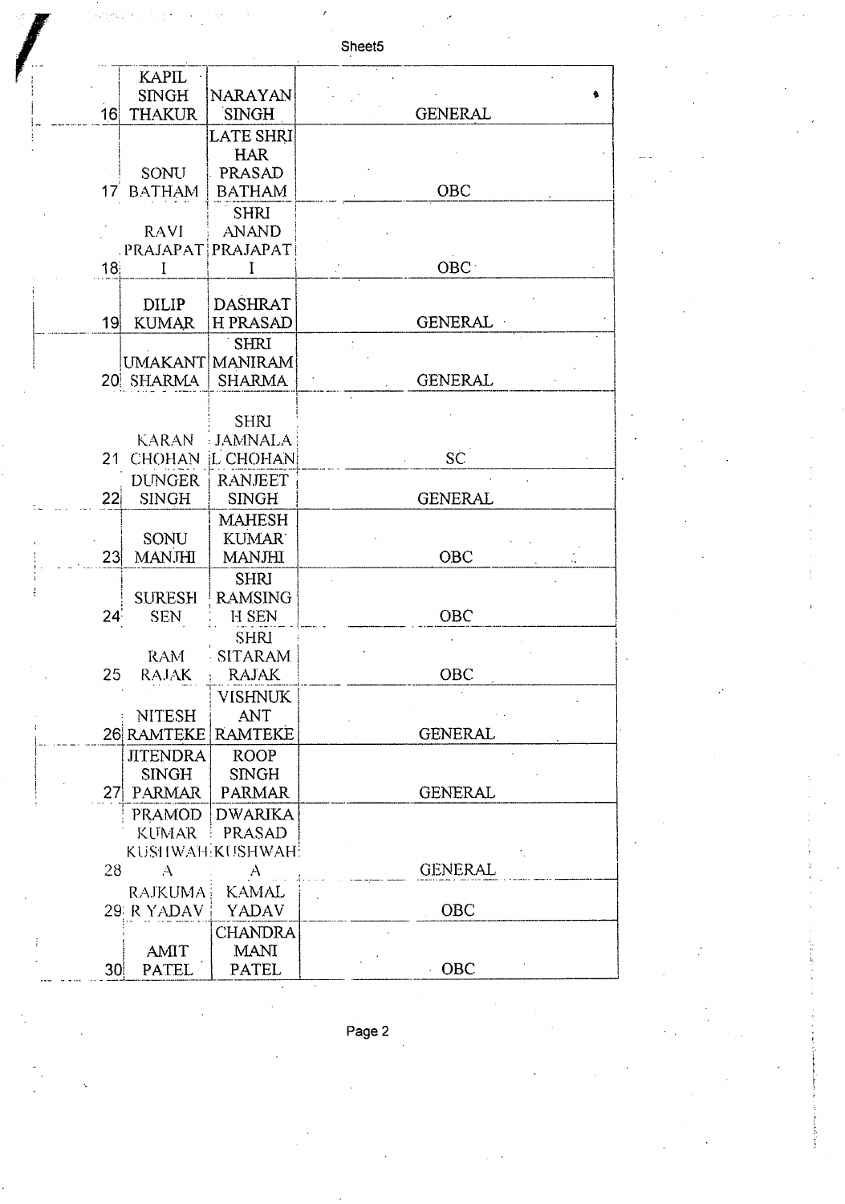| 16 | KAPIL SINGH THAKUR | NARAYAN SINGH | GENERAL |
|---|---|---|---|
| 17 | SONU BATHAM | LATE SHRI HAR PRASAD BATHAM | OBC |
| 18 | RAVI PRAJAPATI | SHRI ANAND PRAJAPATI | OBC |
| 19 | DILIP KUMAR | DASHRATH PRASAD | GENERAL |
| 20 | UMAKANT SHARMA | SHRI MANIRAM SHARMA | GENERAL |
| 21 | KARAN CHOHAN | SHRI JAMNALAL CHOHAN | SC |
| 22 | DUNGER SINGH | RANJEET SINGH | GENERAL |
| 23 | SONU MANJHI | MAHESH KUMAR MANJHI | OBC |
| 24 | SURESH SEN | SHRI RAMSINGH SEN | OBC |
| 25 | RAM RAJAK | SHRI SITARAM RAJAK | OBC |
| 26 | NITESH RAMTEKE | VISHNUKANT RAMTEKE | GENERAL |
| 27 | JITENDRA SINGH PARMAR | ROOP SINGH PARMAR | GENERAL |
| 28 | PRAMOD KUMAR KUSHWAHA | DWARIKA PRASAD KUSHWAHA | GENERAL |
| 29 | RAJKUMAR YADAV | KAMAL YADAV | OBC |
| 30 | AMIT PATEL | CHANDRA MANI PATEL | OBC |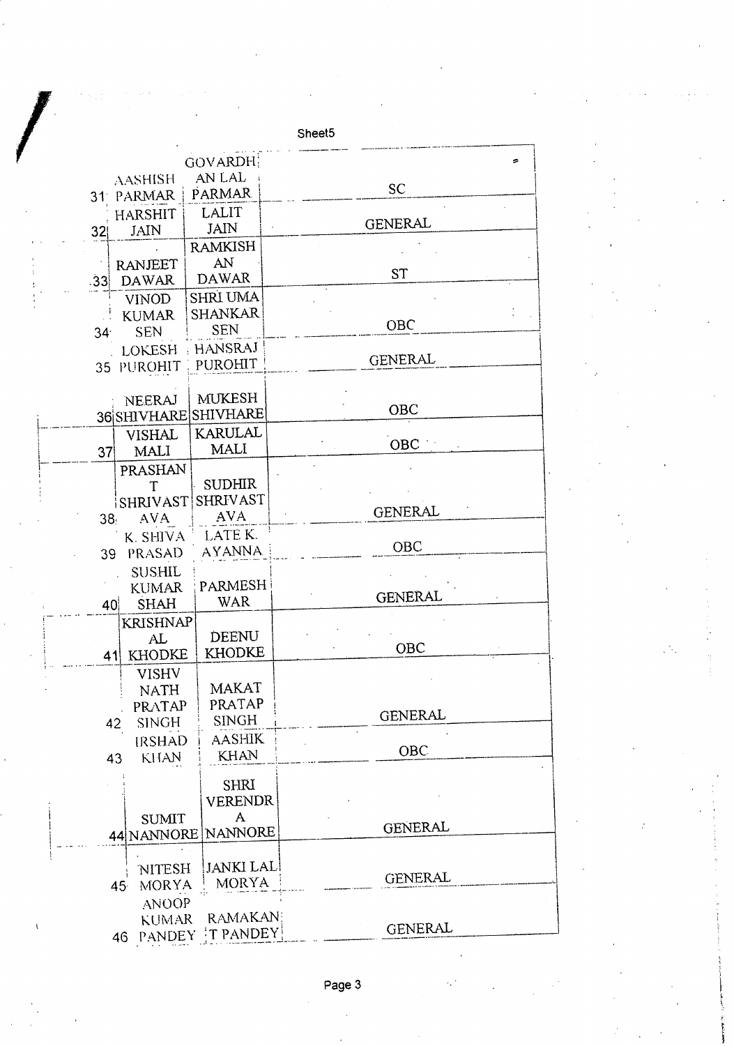| | | | |
|---|---|---|---|
| 31 | AASHISH PARMAR | GOVARDHAN LAL PARMAR | SC |
| 32 | HARSHIT JAIN | LALIT JAIN | GENERAL |
| 33 | RANJEET DAWAR | RAMKISHAN DAWAR | ST |
| 34 | VINOD KUMAR SEN | SHRI UMA SHANKAR SEN | OBC |
| 35 | LOKESH PUROHIT | HANSRAJ PUROHIT | GENERAL |
| 36 | NEERAJ SHIVHARE | MUKESH SHIVHARE | OBC |
| 37 | VISHAL MALI | KARULAL MALI | OBC |
| 38 | PRASHANT SHRIVASTAVA | SUDHIR SHRIVASTAVA | GENERAL |
| 39 | K. SHIVA PRASAD | LATE K. AYANNA | OBC |
| 40 | SUSHIL KUMAR SHAH | PARMESHWAR | GENERAL |
| 41 | KRISHNAPAL KHODKE | DEENU KHODKE | OBC |
| 42 | VISHV NATH PRATAP SINGH | MAKAT PRATAP SINGH | GENERAL |
| 43 | IRSHAD KHAN | AASHIK KHAN | OBC |
| 44 | SUMIT NANNORE | SHRI VERENDRA NANNORE | GENERAL |
| 45 | NITESH MORYA | JANKI LAL MORYA | GENERAL |
| 46 | ANOOP KUMAR PANDEY | RAMAKANT PANDEY | GENERAL |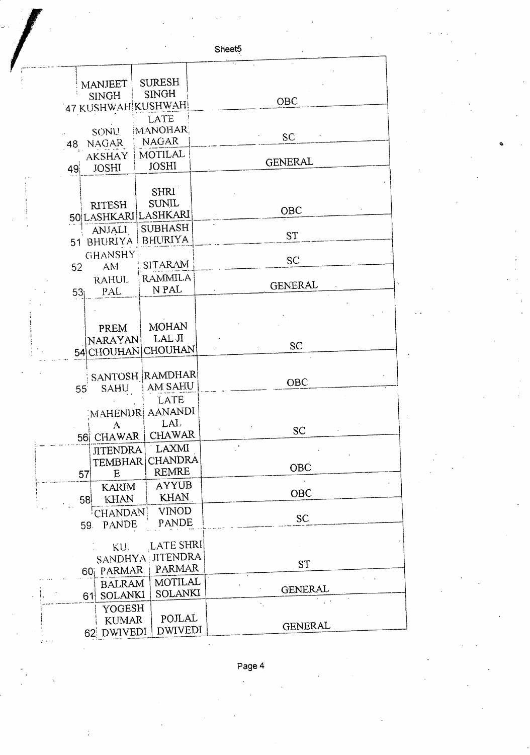Sheet5

| | | | |
|---|---|---|---|
| 47 | MANJEET SINGH KUSHWAH | SURESH SINGH KUSHWAH | OBC |
| 48 | SONU NAGAR | LATE MANOHAR NAGAR | SC |
| 49 | AKSHAY JOSHI | MOTILAL JOSHI | GENERAL |
| 50 | RITESH LASHKARI | SHRI SUNIL LASHKARI | OBC |
| 51 | ANJALI BHURIYA | SUBHASH BHURIYA | ST |
| 52 | GHANSHYAM | SITARAM | SC |
| 53 | RAHUL PAL | RAMMILAN PAL | GENERAL |
| 54 | PREM NARAYAN CHOUHAN | MOHAN LAL JI CHOUHAN | SC |
| 55 | SANTOSH SAHU | RAMDHARAM SAHU | OBC |
| 56 | MAHENDRA CHAWAR | LATE AANANDI LAL CHAWAR | SC |
| 57 | JITENDRA TEMBHARE | LAXMI CHANDRA REMRE | OBC |
| 58 | KARIM KHAN | AYYUB KHAN | OBC |
| 59 | CHANDAN PANDE | VINOD PANDE | SC |
| 60 | KU. SANDHYA PARMAR | LATE SHRI JITENDRA PARMAR | ST |
| 61 | BALRAM SOLANKI | MOTILAL SOLANKI | GENERAL |
| 62 | YOGESH KUMAR DWIVEDI | POJLAL DWIVEDI | GENERAL |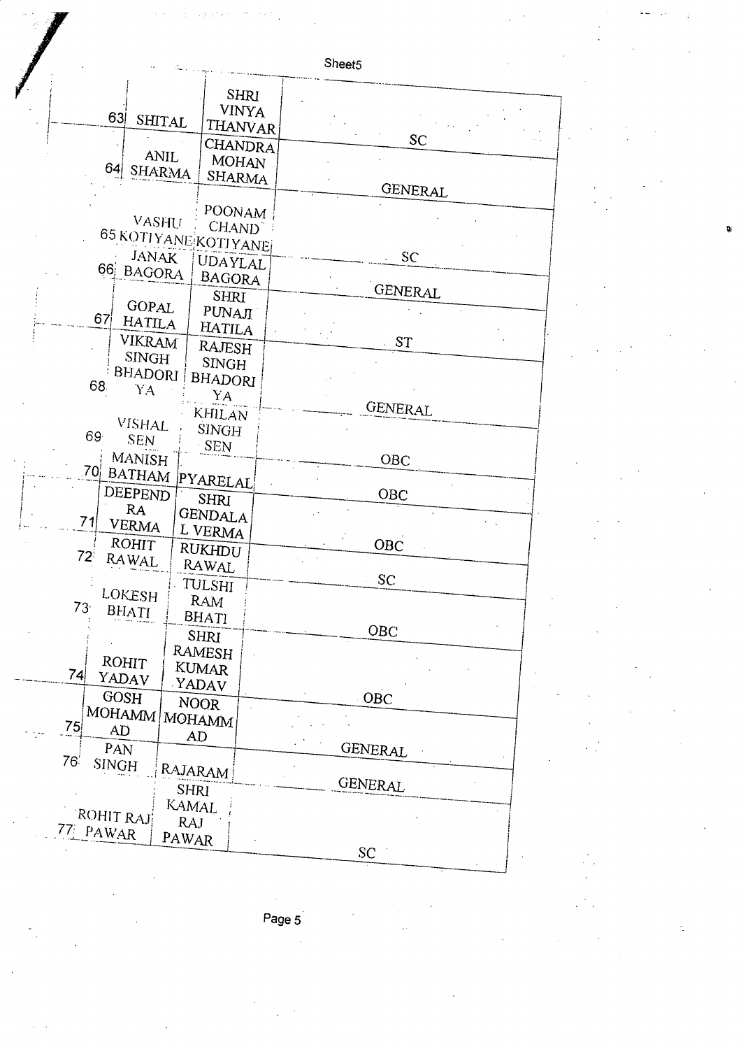| | | | |
|---|---|---|---|
| 63 | SHITAL | SHRI VINYA THANVAR | SC |
| 64 | ANIL SHARMA | CHANDRA MOHAN SHARMA | GENERAL |
| 65 | VASHU KOTIYANE | POONAM CHAND KOTIYANE | SC |
| 66 | JANAK BAGORA | UDAYLAL BAGORA | GENERAL |
| 67 | GOPAL HATILA | SHRI PUNAJI HATILA | ST |
| 68 | VIKRAM SINGH BHADORIYA | RAJESH SINGH BHADORIYA | GENERAL |
| 69 | VISHAL SEN | KHILAN SINGH SEN | OBC |
| 70 | MANISH BATHAM | PYARELAL | OBC |
| 71 | DEEPENDRA VERMA | SHRI GENDALAL VERMA | OBC |
| 72 | ROHIT RAWAL | RUKHDU RAWAL | SC |
| 73 | LOKESH BHATI | TULSHI RAM BHATI | OBC |
| 74 | ROHIT YADAV | SHRI RAMESH KUMAR YADAV | OBC |
| 75 | GOSH MOHAMMAD | NOOR MOHAMMAD | GENERAL |
| 76 | PAN SINGH | RAJARAM | GENERAL |
| 77 | ROHIT RAJ PAWAR | SHRI KAMAL RAJ PAWAR | SC |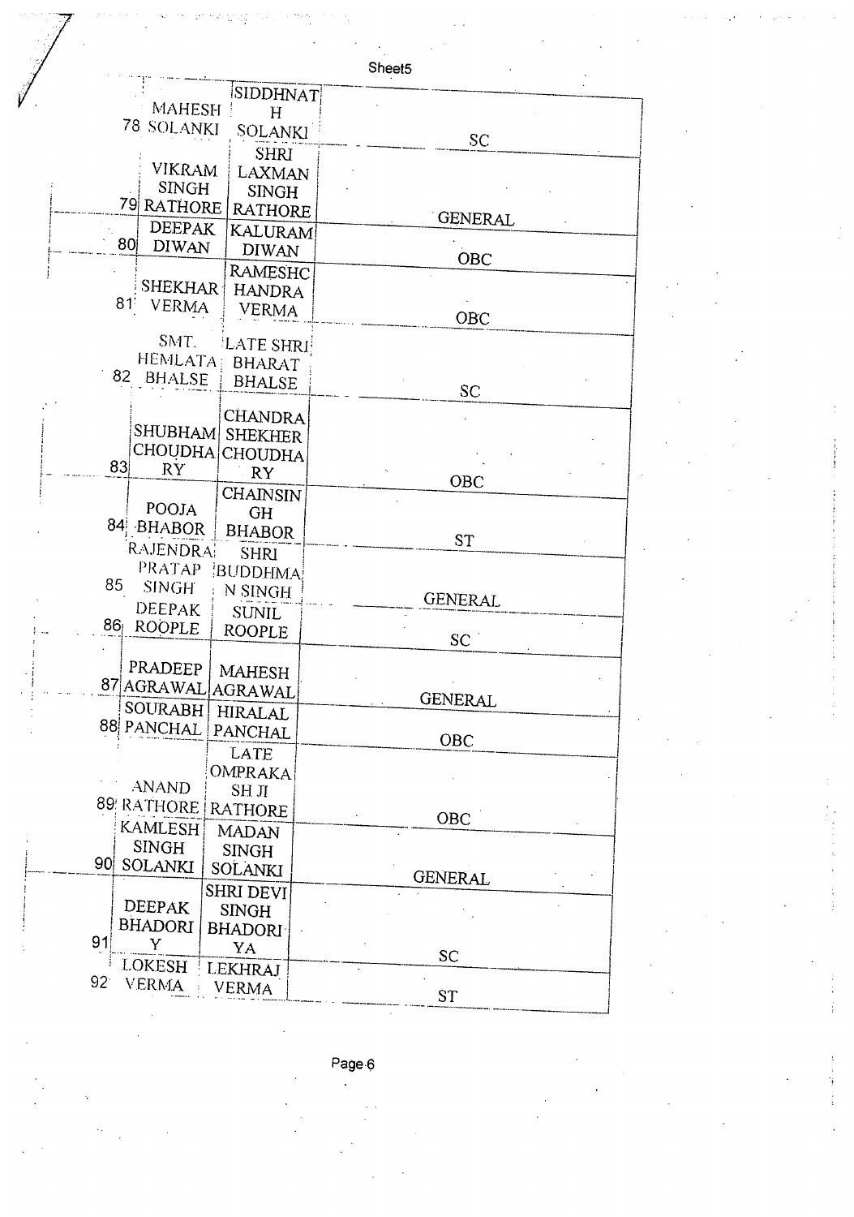| | | | |
|---|---|---|---|
| 78 | MAHESH SOLANKI | SIDDHNATH SOLANKI | SC |
| 79 | VIKRAM SINGH RATHORE | SHRI LAXMAN SINGH RATHORE | GENERAL |
| 80 | DEEPAK DIWAN | KALURAM DIWAN | OBC |
| 81 | SHEKHAR VERMA | RAMESHCHANDRA VERMA | OBC |
| 82 | SMT. HEMLATA BHALSE | LATE SHRI BHARAT BHALSE | SC |
| 83 | SHUBHAM CHOUDHARY | CHANDRA SHEKHER CHOUDHARY | OBC |
| 84 | POOJA BHABOR | CHAINSINGH BHABOR | ST |
| 85 | RAJENDRA PRATAP SINGH | SHRI BUDDHMAN SINGH | GENERAL |
| 86 | DEEPAK ROOPLE | SUNIL ROOPLE | SC |
| 87 | PRADEEP AGRAWAL | MAHESH AGRAWAL | GENERAL |
| 88 | SOURABH PANCHAL | HIRALAL PANCHAL | OBC |
| 89 | ANAND RATHORE | LATE OMPRAKASH JI RATHORE | OBC |
| 90 | KAMLESH SINGH SOLANKI | MADAN SINGH SOLANKI | GENERAL |
| 91 | DEEPAK BHADORIY | SHRI DEVI SINGH BHADORIYA | SC |
| 92 | LOKESH VERMA | LEKHRAJ VERMA | ST |